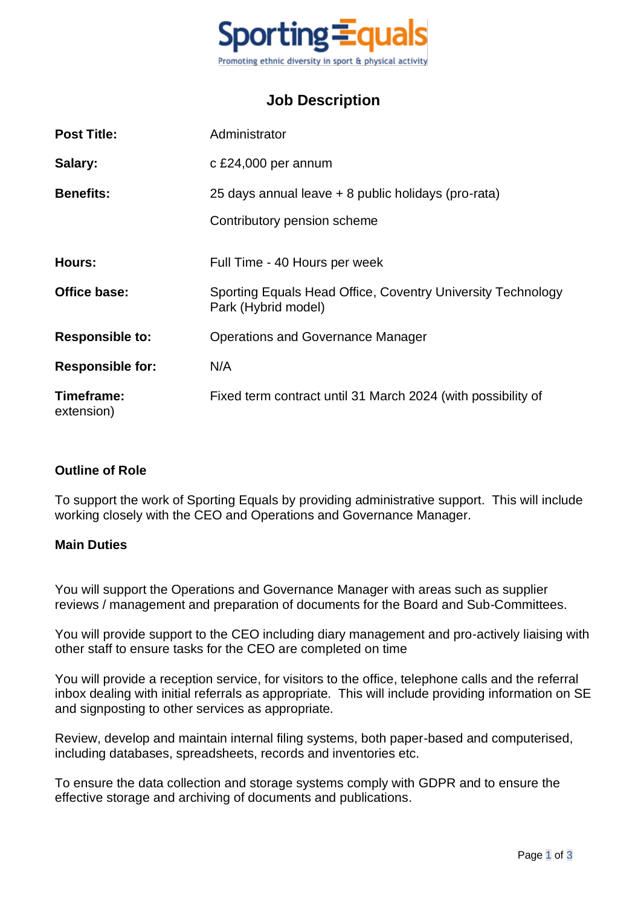Sporting Equals

Promoting ethnic diversity in sport & physical activity

# Job Description

| | |
|---|---|
| **Post Title:** | Administrator |
| **Salary:** | c £24,000 per annum |
| **Benefits:** | 25 days annual leave + 8 public holidays (pro-rata)<br>Contributory pension scheme |
| **Hours:** | Full Time - 40 Hours per week |
| **Office base:** | Sporting Equals Head Office, Coventry University Technology Park (Hybrid model) |
| **Responsible to:** | Operations and Governance Manager |
| **Responsible for:** | N/A |
| **Timeframe:** | Fixed term contract until 31 March 2024 (with possibility of extension) |

### Outline of Role

To support the work of Sporting Equals by providing administrative support. This will include working closely with the CEO and Operations and Governance Manager.

### Main Duties

You will support the Operations and Governance Manager with areas such as supplier reviews / management and preparation of documents for the Board and Sub-Committees.

You will provide support to the CEO including diary management and pro-actively liaising with other staff to ensure tasks for the CEO are completed on time

You will provide a reception service, for visitors to the office, telephone calls and the referral inbox dealing with initial referrals as appropriate. This will include providing information on SE and signposting to other services as appropriate.

Review, develop and maintain internal filing systems, both paper-based and computerised, including databases, spreadsheets, records and inventories etc.

To ensure the data collection and storage systems comply with GDPR and to ensure the effective storage and archiving of documents and publications.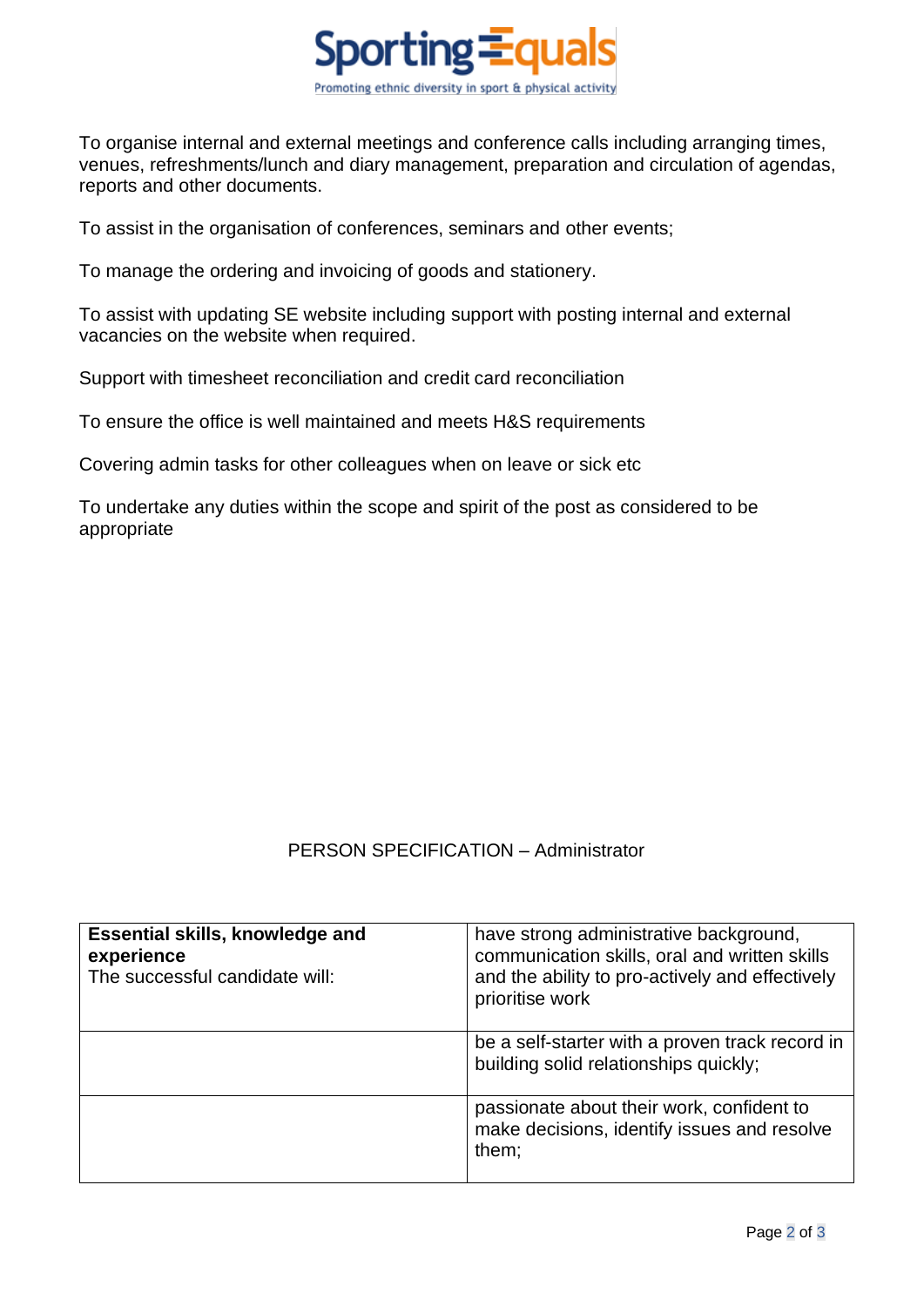To organise internal and external meetings and conference calls including arranging times, venues, refreshments/lunch and diary management, preparation and circulation of agendas, reports and other documents.

To assist in the organisation of conferences, seminars and other events;

To manage the ordering and invoicing of goods and stationery.

To assist with updating SE website including support with posting internal and external vacancies on the website when required.

Support with timesheet reconciliation and credit card reconciliation

To ensure the office is well maintained and meets H&S requirements

Covering admin tasks for other colleagues when on leave or sick etc

To undertake any duties within the scope and spirit of the post as considered to be appropriate

PERSON SPECIFICATION – Administrator

| **Essential skills, knowledge and experience**<br>The successful candidate will: | have strong administrative background, communication skills, oral and written skills and the ability to pro-actively and effectively prioritise work |
|---|---|
| | be a self-starter with a proven track record in building solid relationships quickly; |
| | passionate about their work, confident to make decisions, identify issues and resolve them; |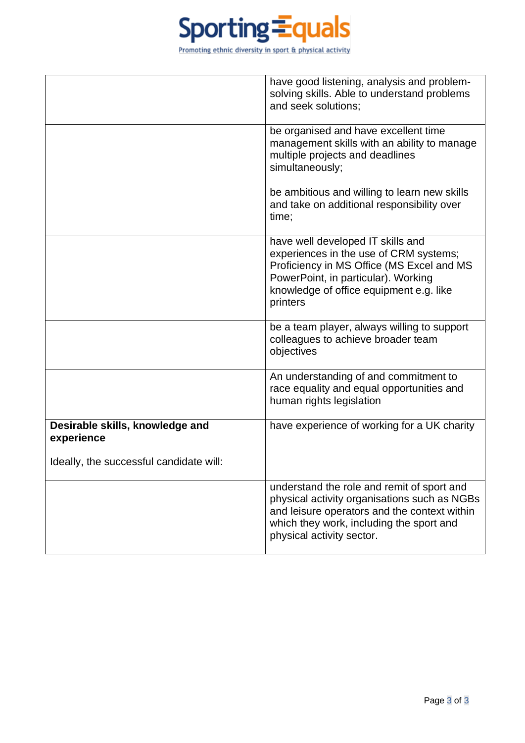| | |
|---|---|
| | have good listening, analysis and problem-solving skills. Able to understand problems and seek solutions; |
| | be organised and have excellent time management skills with an ability to manage multiple projects and deadlines simultaneously; |
| | be ambitious and willing to learn new skills and take on additional responsibility over time; |
| | have well developed IT skills and experiences in the use of CRM systems; Proficiency in MS Office (MS Excel and MS PowerPoint, in particular). Working knowledge of office equipment e.g. like printers |
| | be a team player, always willing to support colleagues to achieve broader team objectives |
| | An understanding of and commitment to race equality and equal opportunities and human rights legislation |
| **Desirable skills, knowledge and experience**<br><br>Ideally, the successful candidate will: | have experience of working for a UK charity |
| | understand the role and remit of sport and physical activity organisations such as NGBs and leisure operators and the context within which they work, including the sport and physical activity sector. |